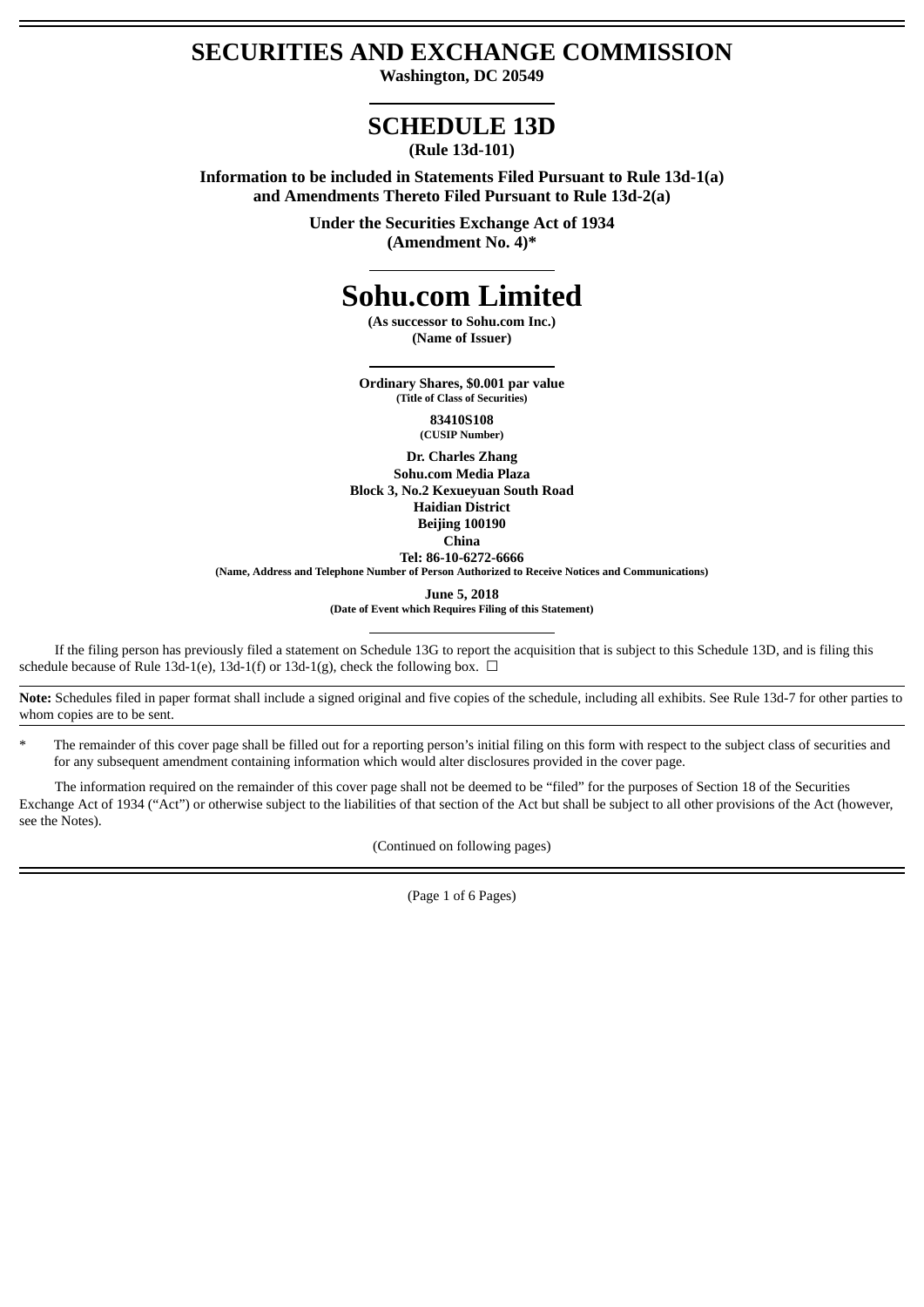# SECURITIES AND EXCHANGE COMMISSION

**Washington, DC 20549**

# SCHEDULE 13D

**(Rule 13d-101)**

**Information to be included in Statements Filed Pursuant to Rule 13d-1(a) and Amendments Thereto Filed Pursuant to Rule 13d-2(a)**

**Under the Securities Exchange Act of 1934**
**(Amendment No. 4)***

# Sohu.com Limited

**(As successor to Sohu.com Inc.)**
**(Name of Issuer)**

**Ordinary Shares, $0.001 par value**
**(Title of Class of Securities)**

**83410S108**
**(CUSIP Number)**

**Dr. Charles Zhang**
**Sohu.com Media Plaza**
**Block 3, No.2 Kexueyuan South Road**
**Haidian District**
**Beijing 100190**
**China**
**Tel: 86-10-6272-6666**
**(Name, Address and Telephone Number of Person Authorized to Receive Notices and Communications)**

**June 5, 2018**
**(Date of Event which Requires Filing of this Statement)**

If the filing person has previously filed a statement on Schedule 13G to report the acquisition that is subject to this Schedule 13D, and is filing this schedule because of Rule 13d-1(e), 13d-1(f) or 13d-1(g), check the following box. ☐

**Note:** Schedules filed in paper format shall include a signed original and five copies of the schedule, including all exhibits. See Rule 13d-7 for other parties to whom copies are to be sent.

\* The remainder of this cover page shall be filled out for a reporting person's initial filing on this form with respect to the subject class of securities and for any subsequent amendment containing information which would alter disclosures provided in the cover page.

The information required on the remainder of this cover page shall not be deemed to be "filed" for the purposes of Section 18 of the Securities Exchange Act of 1934 ("Act") or otherwise subject to the liabilities of that section of the Act but shall be subject to all other provisions of the Act (however, see the Notes).

(Continued on following pages)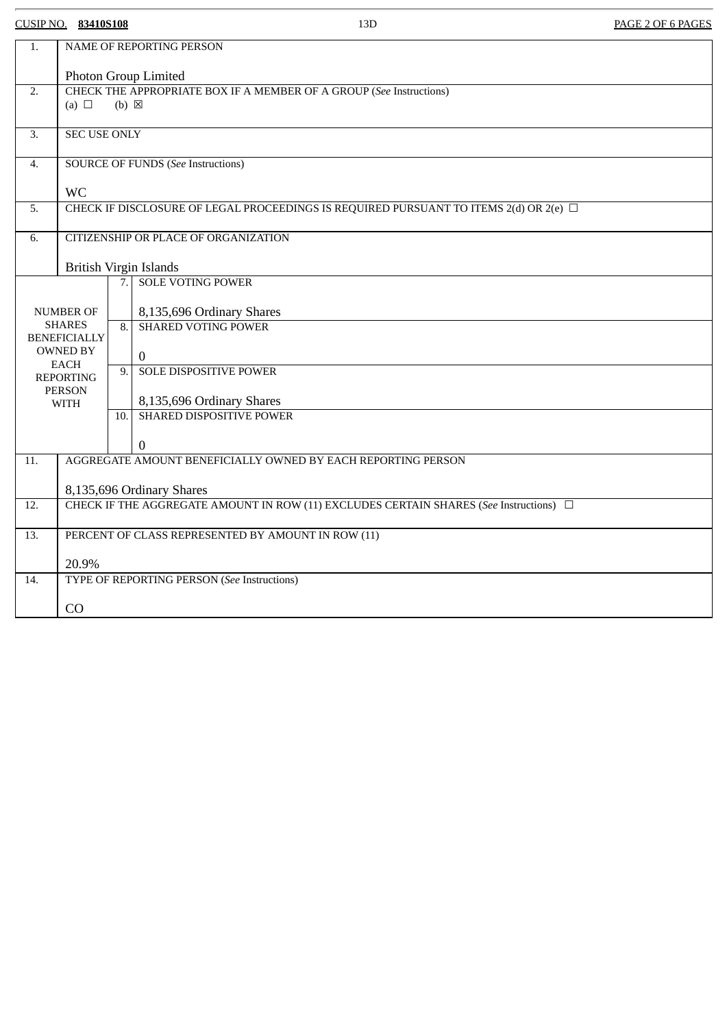CUSIP NO. **83410S108** 13D

| | | | |
|---|---|---|---|
| 1. | NAME OF REPORTING PERSON<br><br>Photon Group Limited | | |
| 2. | CHECK THE APPROPRIATE BOX IF A MEMBER OF A GROUP (*See* Instructions)<br>(a) ☐ (b) ☒ | | |
| 3. | SEC USE ONLY | | |
| 4. | SOURCE OF FUNDS (*See* Instructions)<br><br>WC | | |
| 5. | CHECK IF DISCLOSURE OF LEGAL PROCEEDINGS IS REQUIRED PURSUANT TO ITEMS 2(d) OR 2(e) ☐ | | |
| 6. | CITIZENSHIP OR PLACE OF ORGANIZATION<br><br>British Virgin Islands | | |
| NUMBER OF SHARES BENEFICIALLY OWNED BY EACH REPORTING PERSON WITH | | 7. | SOLE VOTING POWER<br><br>8,135,696 Ordinary Shares |
| | | 8. | SHARED VOTING POWER<br><br>0 |
| | | 9. | SOLE DISPOSITIVE POWER<br><br>8,135,696 Ordinary Shares |
| | | 10. | SHARED DISPOSITIVE POWER<br><br>0 |
| 11. | AGGREGATE AMOUNT BENEFICIALLY OWNED BY EACH REPORTING PERSON<br><br>8,135,696 Ordinary Shares | | |
| 12. | CHECK IF THE AGGREGATE AMOUNT IN ROW (11) EXCLUDES CERTAIN SHARES (*See* Instructions) ☐ | | |
| 13. | PERCENT OF CLASS REPRESENTED BY AMOUNT IN ROW (11)<br><br>20.9% | | |
| 14. | TYPE OF REPORTING PERSON (*See* Instructions)<br><br>CO | | |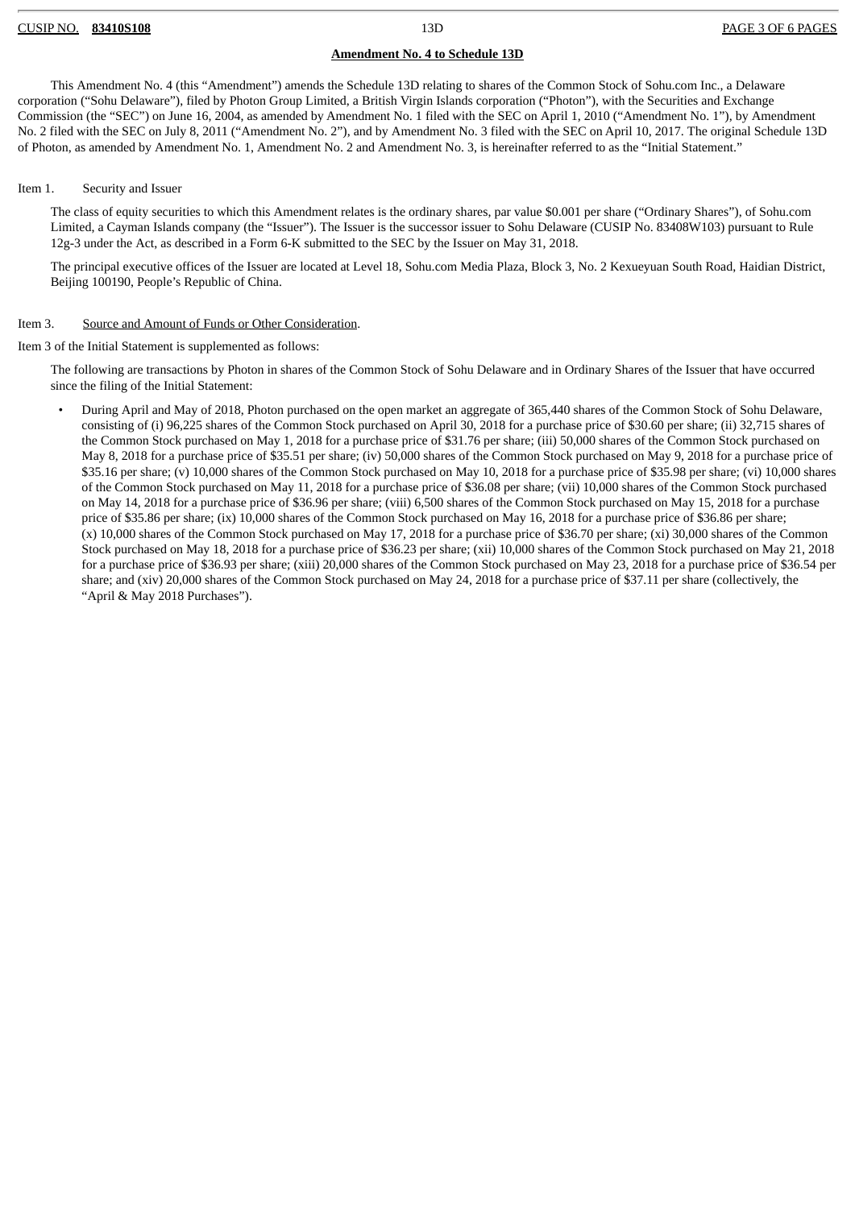**Amendment No. 4 to Schedule 13D**

This Amendment No. 4 (this "Amendment") amends the Schedule 13D relating to shares of the Common Stock of Sohu.com Inc., a Delaware corporation ("Sohu Delaware"), filed by Photon Group Limited, a British Virgin Islands corporation ("Photon"), with the Securities and Exchange Commission (the "SEC") on June 16, 2004, as amended by Amendment No. 1 filed with the SEC on April 1, 2010 ("Amendment No. 1"), by Amendment No. 2 filed with the SEC on July 8, 2011 ("Amendment No. 2"), and by Amendment No. 3 filed with the SEC on April 10, 2017. The original Schedule 13D of Photon, as amended by Amendment No. 1, Amendment No. 2 and Amendment No. 3, is hereinafter referred to as the "Initial Statement."

Item 1. Security and Issuer

The class of equity securities to which this Amendment relates is the ordinary shares, par value $0.001 per share ("Ordinary Shares"), of Sohu.com Limited, a Cayman Islands company (the "Issuer"). The Issuer is the successor issuer to Sohu Delaware (CUSIP No. 83408W103) pursuant to Rule 12g-3 under the Act, as described in a Form 6-K submitted to the SEC by the Issuer on May 31, 2018.

The principal executive offices of the Issuer are located at Level 18, Sohu.com Media Plaza, Block 3, No. 2 Kexueyuan South Road, Haidian District, Beijing 100190, People's Republic of China.

Item 3. Source and Amount of Funds or Other Consideration.

Item 3 of the Initial Statement is supplemented as follows:

The following are transactions by Photon in shares of the Common Stock of Sohu Delaware and in Ordinary Shares of the Issuer that have occurred since the filing of the Initial Statement:

- During April and May of 2018, Photon purchased on the open market an aggregate of 365,440 shares of the Common Stock of Sohu Delaware, consisting of (i) 96,225 shares of the Common Stock purchased on April 30, 2018 for a purchase price of $30.60 per share; (ii) 32,715 shares of the Common Stock purchased on May 1, 2018 for a purchase price of $31.76 per share; (iii) 50,000 shares of the Common Stock purchased on May 8, 2018 for a purchase price of $35.51 per share; (iv) 50,000 shares of the Common Stock purchased on May 9, 2018 for a purchase price of $35.16 per share; (v) 10,000 shares of the Common Stock purchased on May 10, 2018 for a purchase price of $35.98 per share; (vi) 10,000 shares of the Common Stock purchased on May 11, 2018 for a purchase price of $36.08 per share; (vii) 10,000 shares of the Common Stock purchased on May 14, 2018 for a purchase price of $36.96 per share; (viii) 6,500 shares of the Common Stock purchased on May 15, 2018 for a purchase price of $35.86 per share; (ix) 10,000 shares of the Common Stock purchased on May 16, 2018 for a purchase price of $36.86 per share; (x) 10,000 shares of the Common Stock purchased on May 17, 2018 for a purchase price of $36.70 per share; (xi) 30,000 shares of the Common Stock purchased on May 18, 2018 for a purchase price of $36.23 per share; (xii) 10,000 shares of the Common Stock purchased on May 21, 2018 for a purchase price of $36.93 per share; (xiii) 20,000 shares of the Common Stock purchased on May 23, 2018 for a purchase price of $36.54 per share; and (xiv) 20,000 shares of the Common Stock purchased on May 24, 2018 for a purchase price of $37.11 per share (collectively, the "April & May 2018 Purchases").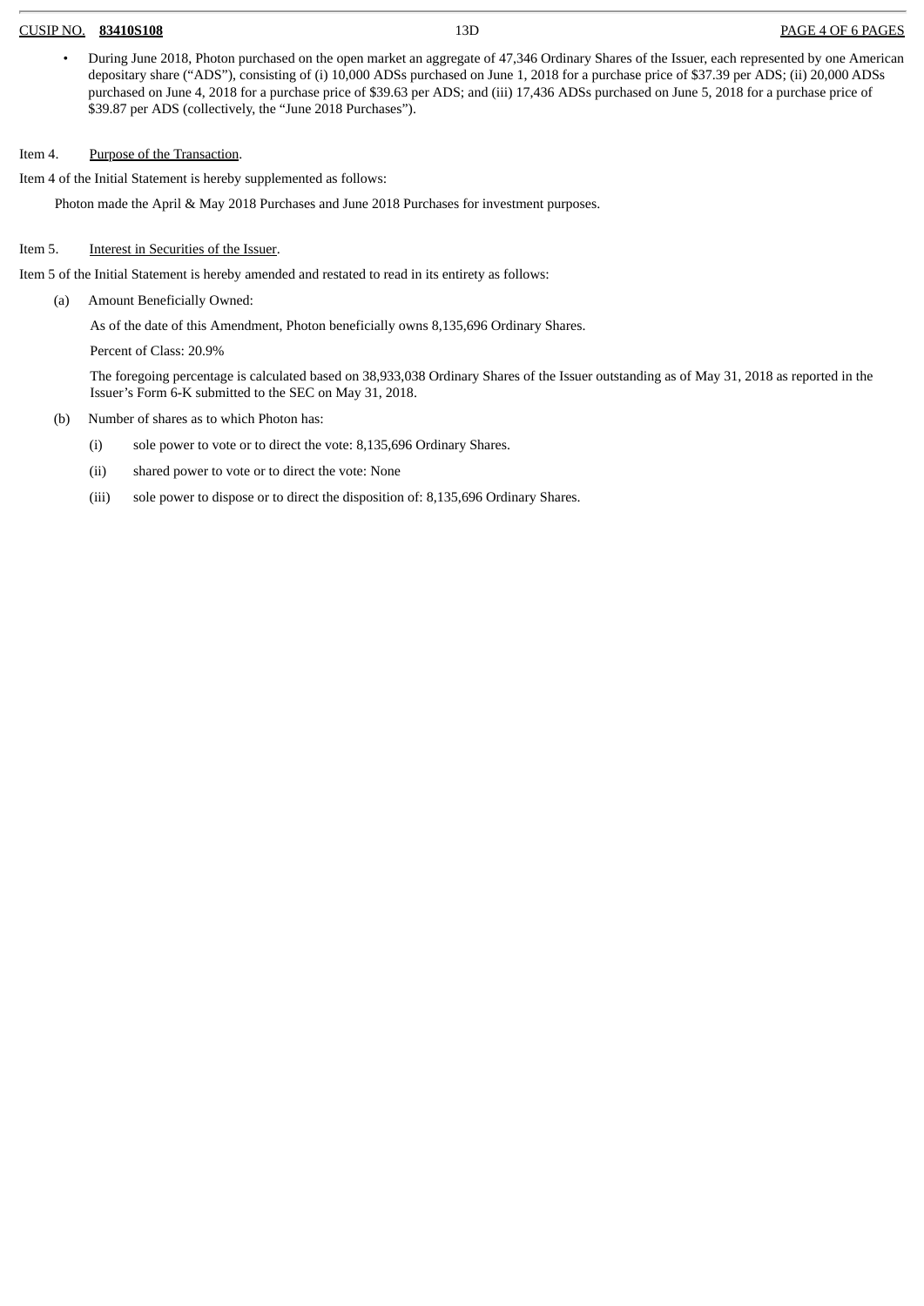- During June 2018, Photon purchased on the open market an aggregate of 47,346 Ordinary Shares of the Issuer, each represented by one American depositary share ("ADS"), consisting of (i) 10,000 ADSs purchased on June 1, 2018 for a purchase price of $37.39 per ADS; (ii) 20,000 ADSs purchased on June 4, 2018 for a purchase price of $39.63 per ADS; and (iii) 17,436 ADSs purchased on June 5, 2018 for a purchase price of $39.87 per ADS (collectively, the "June 2018 Purchases").

Item 4. Purpose of the Transaction.

Item 4 of the Initial Statement is hereby supplemented as follows:

Photon made the April & May 2018 Purchases and June 2018 Purchases for investment purposes.

Item 5. Interest in Securities of the Issuer.

Item 5 of the Initial Statement is hereby amended and restated to read in its entirety as follows:

(a) Amount Beneficially Owned:

As of the date of this Amendment, Photon beneficially owns 8,135,696 Ordinary Shares.

Percent of Class: 20.9%

The foregoing percentage is calculated based on 38,933,038 Ordinary Shares of the Issuer outstanding as of May 31, 2018 as reported in the Issuer's Form 6-K submitted to the SEC on May 31, 2018.

(b) Number of shares as to which Photon has:

(i) sole power to vote or to direct the vote: 8,135,696 Ordinary Shares.

(ii) shared power to vote or to direct the vote: None

(iii) sole power to dispose or to direct the disposition of: 8,135,696 Ordinary Shares.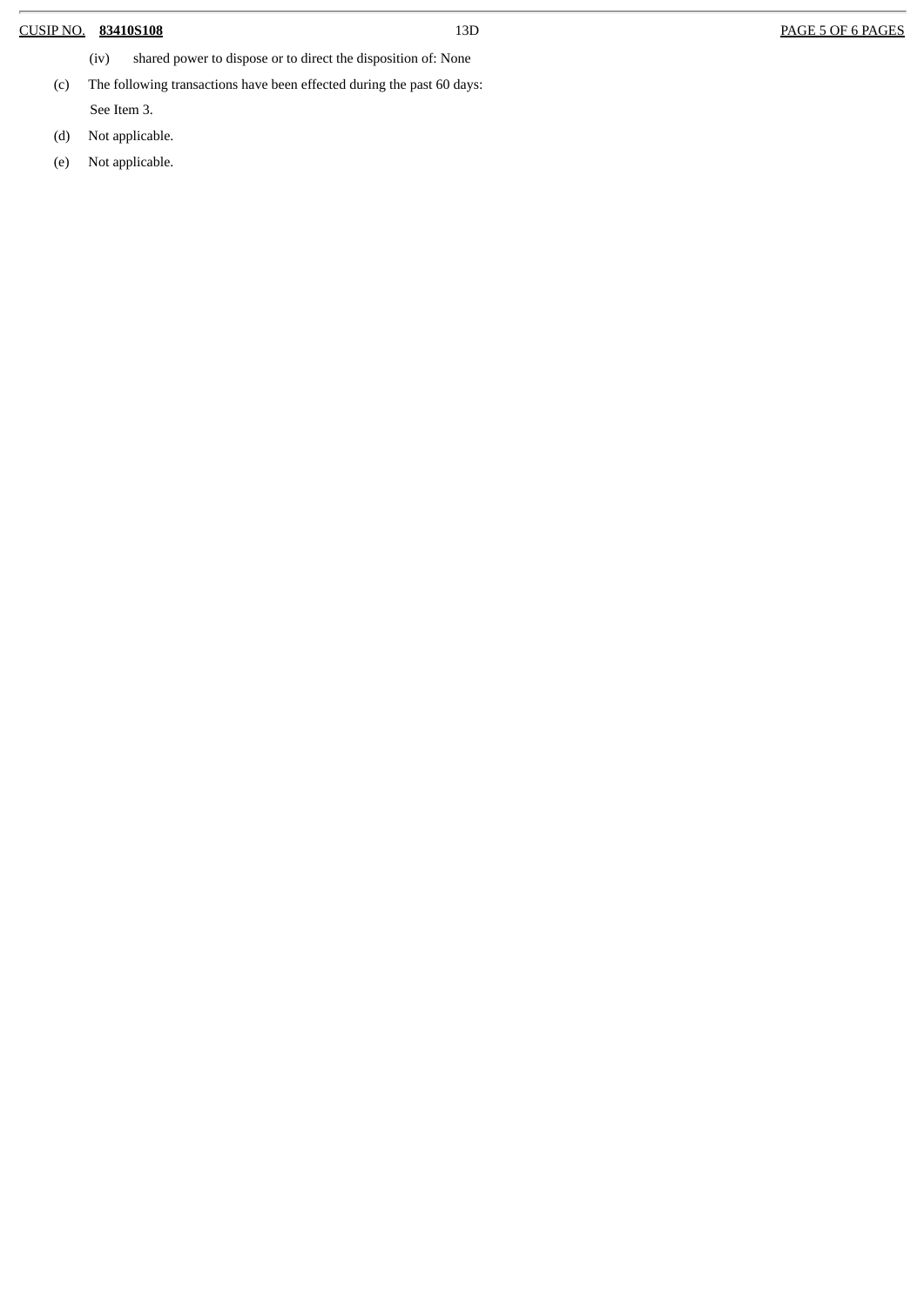(iv) shared power to dispose or to direct the disposition of: None

(c) The following transactions have been effected during the past 60 days:

See Item 3.

(d) Not applicable.

(e) Not applicable.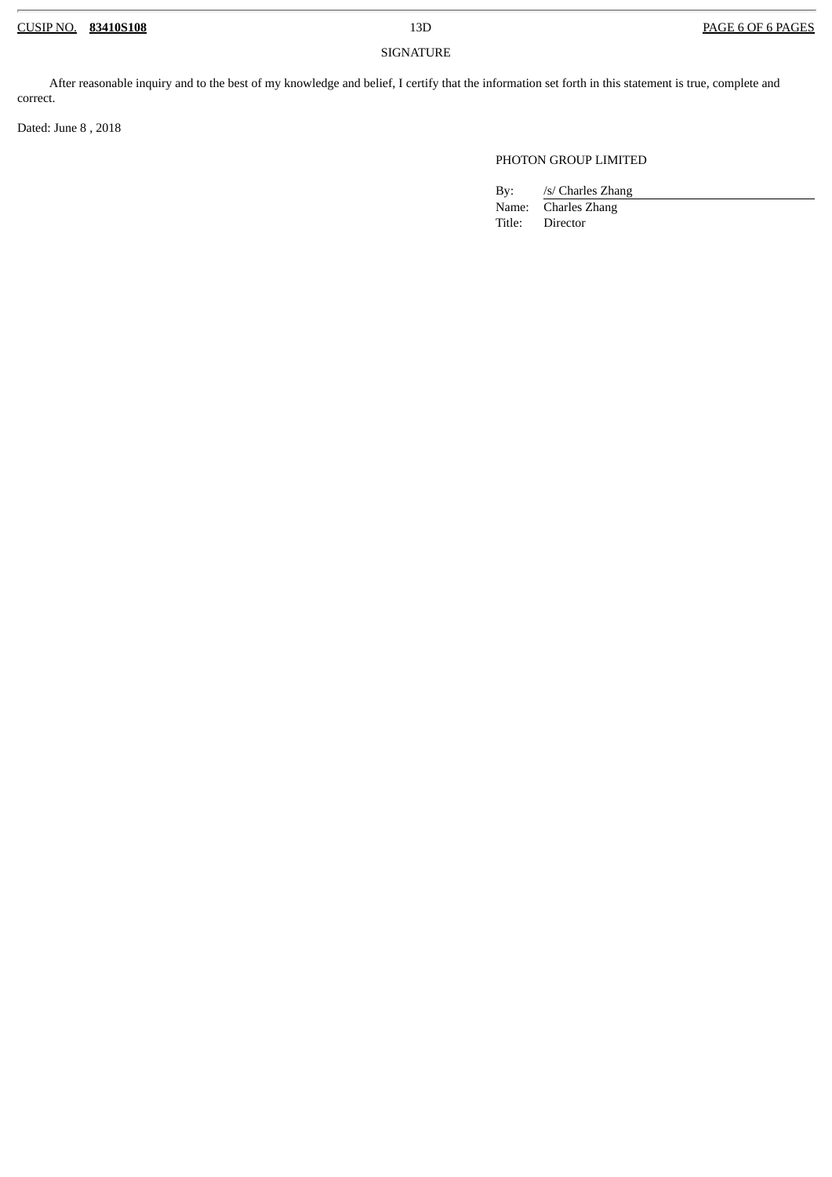SIGNATURE

After reasonable inquiry and to the best of my knowledge and belief, I certify that the information set forth in this statement is true, complete and correct.

Dated: June 8 , 2018

PHOTON GROUP LIMITED

| | |
|---|---|
| By: | /s/ Charles Zhang |
| Name: | Charles Zhang |
| Title: | Director |